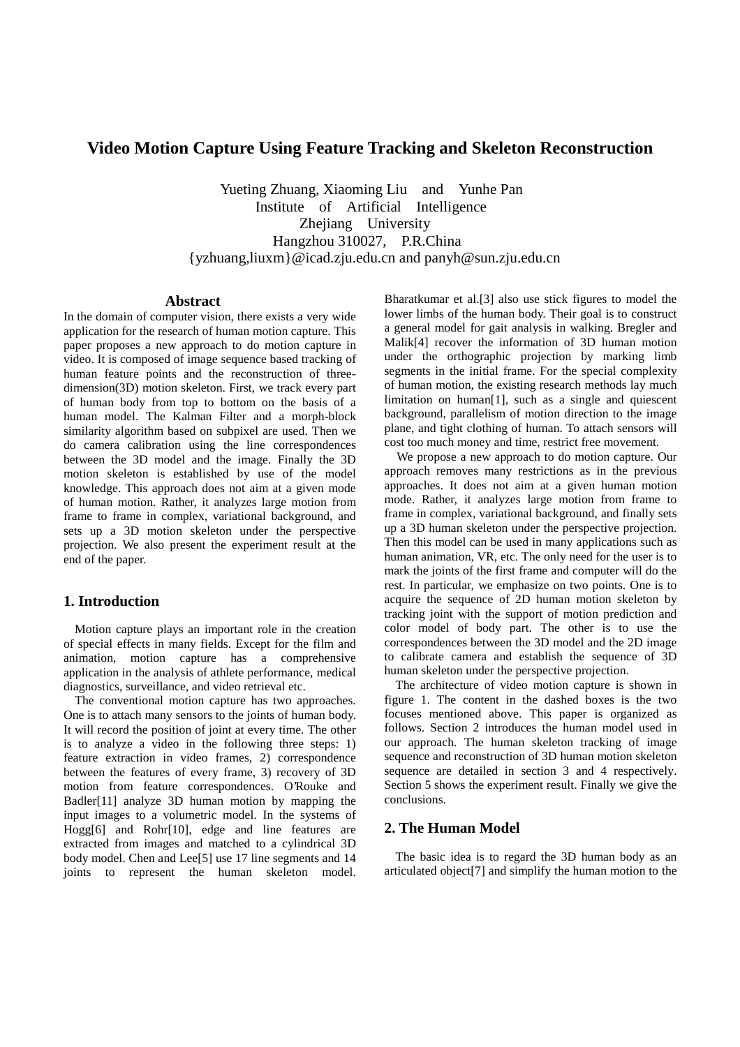# Video Motion Capture Using Feature Tracking and Skeleton Reconstruction

Yueting Zhuang, Xiaoming Liu and Yunhe Pan
Institute of Artificial Intelligence
Zhejiang University
Hangzhou 310027, P.R.China
{yzhuang,liuxm}@icad.zju.edu.cn and panyh@sun.zju.edu.cn

## Abstract

In the domain of computer vision, there exists a very wide application for the research of human motion capture. This paper proposes a new approach to do motion capture in video. It is composed of image sequence based tracking of human feature points and the reconstruction of three-dimension(3D) motion skeleton. First, we track every part of human body from top to bottom on the basis of a human model. The Kalman Filter and a morph-block similarity algorithm based on subpixel are used. Then we do camera calibration using the line correspondences between the 3D model and the image. Finally the 3D motion skeleton is established by use of the model knowledge. This approach does not aim at a given mode of human motion. Rather, it analyzes large motion from frame to frame in complex, variational background, and sets up a 3D motion skeleton under the perspective projection. We also present the experiment result at the end of the paper.

## 1. Introduction

Motion capture plays an important role in the creation of special effects in many fields. Except for the film and animation, motion capture has a comprehensive application in the analysis of athlete performance, medical diagnostics, surveillance, and video retrieval etc.

The conventional motion capture has two approaches. One is to attach many sensors to the joints of human body. It will record the position of joint at every time. The other is to analyze a video in the following three steps: 1) feature extraction in video frames, 2) correspondence between the features of every frame, 3) recovery of 3D motion from feature correspondences. O'Rouke and Badler[11] analyze 3D human motion by mapping the input images to a volumetric model. In the systems of Hogg[6] and Rohr[10], edge and line features are extracted from images and matched to a cylindrical 3D body model. Chen and Lee[5] use 17 line segments and 14 joints to represent the human skeleton model. Bharatkumar et al.[3] also use stick figures to model the lower limbs of the human body. Their goal is to construct a general model for gait analysis in walking. Bregler and Malik[4] recover the information of 3D human motion under the orthographic projection by marking limb segments in the initial frame. For the special complexity of human motion, the existing research methods lay much limitation on human[1], such as a single and quiescent background, parallelism of motion direction to the image plane, and tight clothing of human. To attach sensors will cost too much money and time, restrict free movement.

We propose a new approach to do motion capture. Our approach removes many restrictions as in the previous approaches. It does not aim at a given human motion mode. Rather, it analyzes large motion from frame to frame in complex, variational background, and finally sets up a 3D human skeleton under the perspective projection. Then this model can be used in many applications such as human animation, VR, etc. The only need for the user is to mark the joints of the first frame and computer will do the rest. In particular, we emphasize on two points. One is to acquire the sequence of 2D human motion skeleton by tracking joint with the support of motion prediction and color model of body part. The other is to use the correspondences between the 3D model and the 2D image to calibrate camera and establish the sequence of 3D human skeleton under the perspective projection.

The architecture of video motion capture is shown in figure 1. The content in the dashed boxes is the two focuses mentioned above. This paper is organized as follows. Section 2 introduces the human model used in our approach. The human skeleton tracking of image sequence and reconstruction of 3D human motion skeleton sequence are detailed in section 3 and 4 respectively. Section 5 shows the experiment result. Finally we give the conclusions.

## 2. The Human Model

The basic idea is to regard the 3D human body as an articulated object[7] and simplify the human motion to the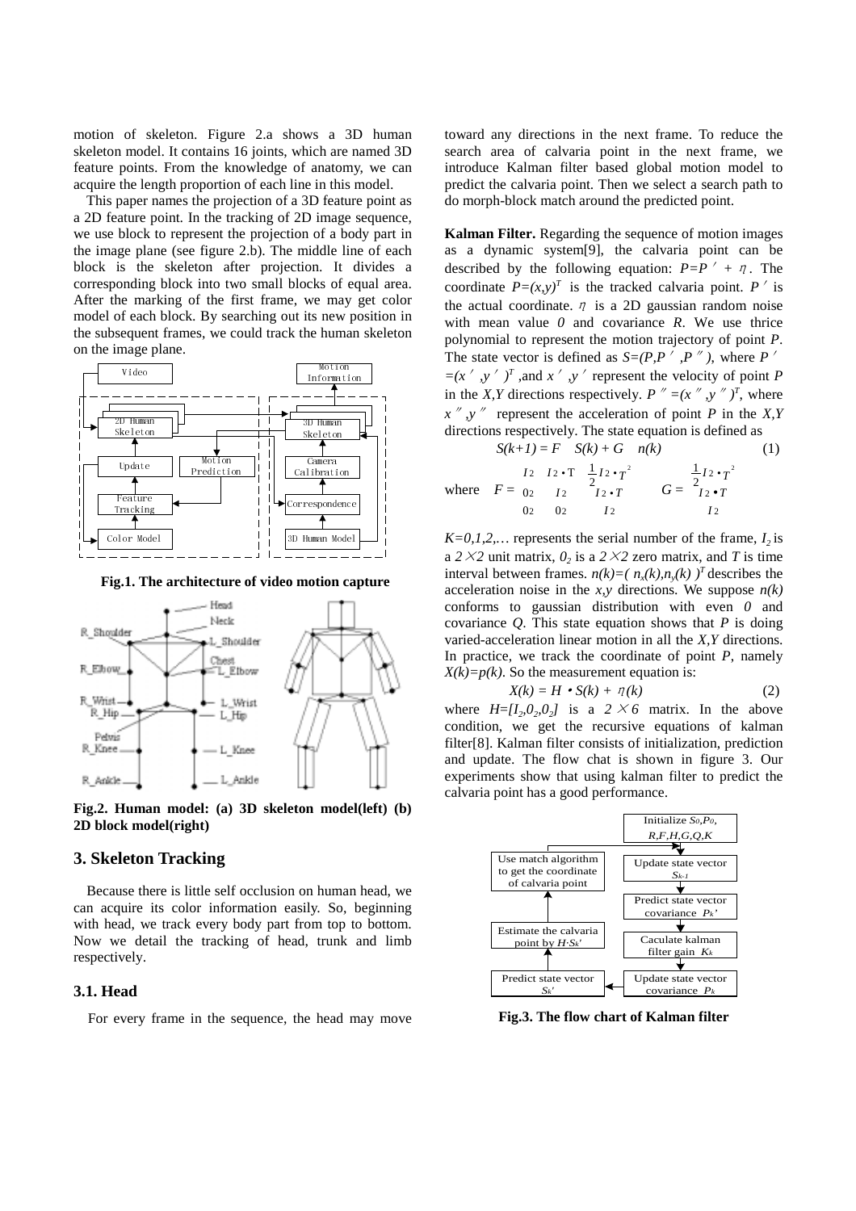motion of skeleton. Figure 2.a shows a 3D human skeleton model. It contains 16 joints, which are named 3D feature points. From the knowledge of anatomy, we can acquire the length proportion of each line in this model.

This paper names the projection of a 3D feature point as a 2D feature point. In the tracking of 2D image sequence, we use block to represent the projection of a body part in the image plane (see figure 2.b). The middle line of each block is the skeleton after projection. It divides a corresponding block into two small blocks of equal area. After the marking of the first frame, we may get color model of each block. By searching out its new position in the subsequent frames, we could track the human skeleton on the image plane.

**Fig.1. The architecture of video motion capture**

**Fig.2. Human model: (a) 3D skeleton model(left) (b) 2D block model(right)**

## 3. Skeleton Tracking

Because there is little self occlusion on human head, we can acquire its color information easily. So, beginning with head, we track every body part from top to bottom. Now we detail the tracking of head, trunk and limb respectively.

### 3.1. Head

For every frame in the sequence, the head may move toward any directions in the next frame. To reduce the search area of calvaria point in the next frame, we introduce Kalman filter based global motion model to predict the calvaria point. Then we select a search path to do morph-block match around the predicted point.

**Kalman Filter.** Regarding the sequence of motion images as a dynamic system[9], the calvaria point can be described by the following equation: $P=P'+\eta$. The coordinate $P=(x,y)^T$ is the tracked calvaria point. $P'$ is the actual coordinate. $\eta$ is a 2D gaussian random noise with mean value $0$ and covariance $R$. We use thrice polynomial to represent the motion trajectory of point $P$. The state vector is defined as $S=(P,P',P'')$, where $P'=(x',y')^T$, and $x',y'$ represent the velocity of point $P$ in the $X,Y$ directions respectively. $P''=(x'',y'')^T$, where $x'',y''$ represent the acceleration of point $P$ in the $X,Y$ directions respectively. The state equation is defined as

$$S(k+1)=F\quad S(k)+G\quad n(k) \tag{1}$$

where
$$F=\begin{bmatrix} I_2 & I_2\cdot T & \frac{1}{2}I_2\cdot T^2 \\ 0_2 & I_2 & I_2\cdot T \\ 0_2 & 0_2 & I_2 \end{bmatrix}\qquad G=\begin{bmatrix} \frac{1}{2}I_2\cdot T^2 \\ I_2\cdot T \\ I_2 \end{bmatrix}$$

$K=0,1,2,\ldots$ represents the serial number of the frame, $I_2$ is a $2\times2$ unit matrix, $0_2$ is a $2\times2$ zero matrix, and $T$ is time interval between frames. $n(k)=(n_x(k),n_y(k))^T$ describes the acceleration noise in the $x,y$ directions. We suppose $n(k)$ conforms to gaussian distribution with even $0$ and covariance $Q$. This state equation shows that $P$ is doing varied-acceleration linear motion in all the $X,Y$ directions. In practice, we track the coordinate of point $P$, namely $X(k)=p(k)$. So the measurement equation is:

$$X(k)=H\cdot S(k)+\eta(k) \tag{2}$$

where $H=[I_2,0_2,0_2]$ is a $2\times6$ matrix. In the above condition, we get the recursive equations of kalman filter[8]. Kalman filter consists of initialization, prediction and update. The flow chat is shown in figure 3. Our experiments show that using kalman filter to predict the calvaria point has a good performance.

**Fig.3. The flow chart of Kalman filter**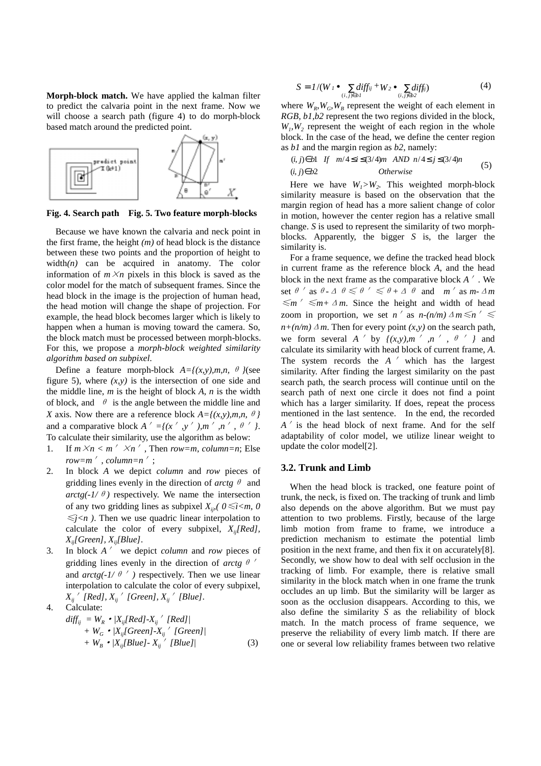**Morph-block match.** We have applied the kalman filter to predict the calvaria point in the next frame. Now we will choose a search path (figure 4) to do morph-block based match around the predicted point.

**Fig. 4. Search path Fig. 5. Two feature morph-blocks**

Because we have known the calvaria and neck point in the first frame, the height *(m)* of head block is the distance between these two points and the proportion of height to width*(n)* can be acquired in anatomy. The color information of $m \times n$ pixels in this block is saved as the color model for the match of subsequent frames. Since the head block in the image is the projection of human head, the head motion will change the shape of projection. For example, the head block becomes larger which is likely to happen when a human is moving toward the camera. So, the block match must be processed between morph-blocks. For this, we propose a *morph-block weighted similarity algorithm based on subpixel*.

Define a feature morph-block $A=\{(x,y),m,n,\theta\}$(see figure 5), where $(x,y)$ is the intersection of one side and the middle line, $m$ is the height of block $A$, $n$ is the width of block, and $\theta$ is the angle between the middle line and $X$ axis. Now there are a reference block $A=\{(x,y),m,n,\theta\}$ and a comparative block $A'=\{(x',y'),m',n',\theta'\}$. To calculate their similarity, use the algorithm as below:

1. If $m \times n < m' \times n'$, Then $row=m$, $column=n$; Else $row=m'$, $column=n'$;
2. In block $A$ we depict *column* and *row* pieces of gridding lines evenly in the direction of $arctg\,\theta$ and $arctg(-1/\theta)$ respectively. We name the intersection of any two gridding lines as subpixel $X_{ij}$,( $0 \leq i<m$, $0 \leq j<n$ ). Then we use quadric linear interpolation to calculate the color of every subpixel, $X_{ij}[Red]$, $X_{ij}[Green]$, $X_{ij}[Blue]$.
3. In block $A'$ we depict *column* and *row* pieces of gridding lines evenly in the direction of $arctg\,\theta'$ and $arctg(-1/\theta')$ respectively. Then we use linear interpolation to calculate the color of every subpixel, $X_{ij}'[Red]$, $X_{ij}'[Green]$, $X_{ij}'[Blue]$.
4. Calculate:

$$diff_{ij} = W_R \cdot |X_{ij}[Red]-X_{ij}'[Red]| + W_G \cdot |X_{ij}[Green]-X_{ij}'[Green]| + W_B \cdot |X_{ij}[Blue]- X_{ij}'[Blue]| \quad (3)$$

$$S = 1/(W_1 \cdot \sum_{(i,j)\in b1} diff_{ij} + W_2 \cdot \sum_{(i,j)\in b2} diff_{ij}) \quad (4)$$

where $W_R,W_G,W_B$ represent the weight of each element in *RGB*, *b1*,*b2* represent the two regions divided in the block, $W_1,W_2$ represent the weight of each region in the whole block. In the case of the head, we define the center region as *b1* and the margin region as *b2*, namely:

$$\begin{array}{lll} (i,j)\in b1 & If \quad m/4 \leq i \leq (3/4)m \quad AND \quad n/4 \leq j \leq (3/4)n \\ (i,j)\in b2 & \qquad Otherwise \end{array} \quad (5)$$

Here we have $W_1>W_2$. This weighted morph-block similarity measure is based on the observation that the margin region of head has a more salient change of color in motion, however the center region has a relative small change. $S$ is used to represent the similarity of two morph-blocks. Apparently, the bigger $S$ is, the larger the similarity is.

For a frame sequence, we define the tracked head block in current frame as the reference block $A$, and the head block in the next frame as the comparative block $A'$. We set $\theta'$ as $\theta-\Delta\theta \leq \theta' \leq \theta+\Delta\theta$ and $m'$ as $m-\Delta m \leq m' \leq m+\Delta m$. Since the height and width of head zoom in proportion, we set $n'$ as $n-(n/m)\Delta m \leq n' \leq n+(n/m)\Delta m$. Then for every point $(x,y)$ on the search path, we form several $A'$ by $\{(x,y),m',n',\theta'\}$ and calculate its similarity with head block of current frame, $A$. The system records the $A'$ which has the largest similarity. After finding the largest similarity on the past search path, the search process will continue until on the search path of next one circle it does not find a point which has a larger similarity. If does, repeat the process mentioned in the last sentence. In the end, the recorded $A'$ is the head block of next frame. And for the self adaptability of color model, we utilize linear weight to update the color model[2].

### 3.2. Trunk and Limb

When the head block is tracked, one feature point of trunk, the neck, is fixed on. The tracking of trunk and limb also depends on the above algorithm. But we must pay attention to two problems. Firstly, because of the large limb motion from frame to frame, we introduce a prediction mechanism to estimate the potential limb position in the next frame, and then fix it on accurately[8]. Secondly, we show how to deal with self occlusion in the tracking of limb. For example, there is relative small similarity in the block match when in one frame the trunk occludes an up limb. But the similarity will be larger as soon as the occlusion disappears. According to this, we also define the similarity $S$ as the reliability of block match. In the match process of frame sequence, we preserve the reliability of every limb match. If there are one or several low reliability frames between two relative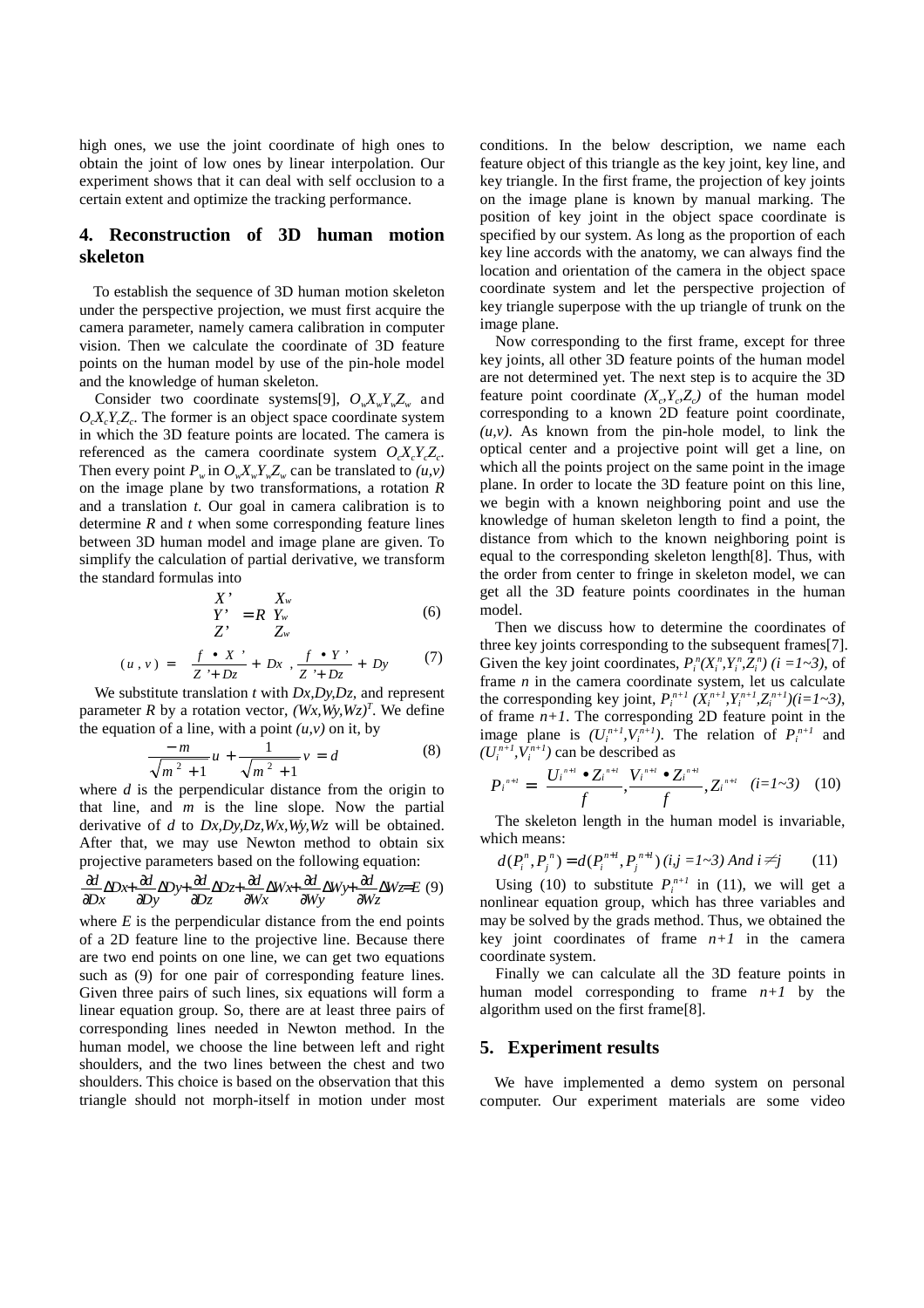high ones, we use the joint coordinate of high ones to obtain the joint of low ones by linear interpolation. Our experiment shows that it can deal with self occlusion to a certain extent and optimize the tracking performance.

## 4. Reconstruction of 3D human motion skeleton

To establish the sequence of 3D human motion skeleton under the perspective projection, we must first acquire the camera parameter, namely camera calibration in computer vision. Then we calculate the coordinate of 3D feature points on the human model by use of the pin-hole model and the knowledge of human skeleton.

Consider two coordinate systems[9], $O_wX_wY_wZ_w$ and $O_cX_cY_cZ_c$. The former is an object space coordinate system in which the 3D feature points are located. The camera is referenced as the camera coordinate system $O_cX_cY_cZ_c$. Then every point $P_w$ in $O_wX_wY_wZ_w$ can be translated to $(u,v)$ on the image plane by two transformations, a rotation $R$ and a translation $t$. Our goal in camera calibration is to determine $R$ and $t$ when some corresponding feature lines between 3D human model and image plane are given. To simplify the calculation of partial derivative, we transform the standard formulas into

$$\begin{bmatrix} X' \\ Y' \\ Z' \end{bmatrix} = R \begin{bmatrix} X_w \\ Y_w \\ Z_w \end{bmatrix} \qquad (6)$$

$$(u, v) = \left( \frac{f \bullet X'}{Z' + Dz} + Dx \;, \frac{f \bullet Y'}{Z' + Dz} + Dy \right) \qquad (7)$$

We substitute translation $t$ with $Dx,Dy,Dz$, and represent parameter $R$ by a rotation vector, $(Wx,Wy,Wz)^T$. We define the equation of a line, with a point $(u,v)$ on it, by

$$\frac{-m}{\sqrt{m^2+1}} u + \frac{1}{\sqrt{m^2+1}} v = d \qquad (8)$$

where $d$ is the perpendicular distance from the origin to that line, and $m$ is the line slope. Now the partial derivative of $d$ to $Dx,Dy,Dz,Wx,Wy,Wz$ will be obtained. After that, we may use Newton method to obtain six projective parameters based on the following equation:

$$\frac{\partial d}{\partial Dx}\Delta Dx + \frac{\partial d}{\partial Dy}\Delta Dy + \frac{\partial d}{\partial Dz}\Delta Dz + \frac{\partial d}{\partial Wx}\Delta Wx + \frac{\partial d}{\partial Wy}\Delta Wy + \frac{\partial d}{\partial Wz}\Delta Wz = E \quad (9)$$

where $E$ is the perpendicular distance from the end points of a 2D feature line to the projective line. Because there are two end points on one line, we can get two equations such as (9) for one pair of corresponding feature lines. Given three pairs of such lines, six equations will form a linear equation group. So, there are at least three pairs of corresponding lines needed in Newton method. In the human model, we choose the line between left and right shoulders, and the two lines between the chest and two shoulders. This choice is based on the observation that this triangle should not morph-itself in motion under most conditions. In the below description, we name each feature object of this triangle as the key joint, key line, and key triangle. In the first frame, the projection of key joints on the image plane is known by manual marking. The position of key joint in the object space coordinate is specified by our system. As long as the proportion of each key line accords with the anatomy, we can always find the location and orientation of the camera in the object space coordinate system and let the perspective projection of key triangle superpose with the up triangle of trunk on the image plane.

Now corresponding to the first frame, except for three key joints, all other 3D feature points of the human model are not determined yet. The next step is to acquire the 3D feature point coordinate $(X_c,Y_c,Z_c)$ of the human model corresponding to a known 2D feature point coordinate, $(u,v)$. As known from the pin-hole model, to link the optical center and a projective point will get a line, on which all the points project on the same point in the image plane. In order to locate the 3D feature point on this line, we begin with a known neighboring point and use the knowledge of human skeleton length to find a point, the distance from which to the known neighboring point is equal to the corresponding skeleton length[8]. Thus, with the order from center to fringe in skeleton model, we can get all the 3D feature points coordinates in the human model.

Then we discuss how to determine the coordinates of three key joints corresponding to the subsequent frames[7]. Given the key joint coordinates, $P_i^n(X_i^n,Y_i^n,Z_i^n)$ $(i=1\sim3)$, of frame $n$ in the camera coordinate system, let us calculate the corresponding key joint, $P_i^{n+1}$ $(X_i^{n+1},Y_i^{n+1},Z_i^{n+1})(i=1\sim3)$, of frame $n+1$. The corresponding 2D feature point in the image plane is $(U_i^{n+1},V_i^{n+1})$. The relation of $P_i^{n+1}$ and $(U_i^{n+1},V_i^{n+1})$ can be described as

$$P_i^{n+1} = \left( \frac{U_i^{n+1} \bullet Z_i^{n+1}}{f}, \frac{V_i^{n+1} \bullet Z_i^{n+1}}{f}, Z_i^{n+1} \right) \quad (i=1\sim3) \qquad (10)$$

The skeleton length in the human model is invariable, which means:

$$d(P_i^n, P_j^n) = d(P_i^{n+1}, P_j^{n+1}) \; (i,j=1\sim3) \text{ And } i \neq j \qquad (11)$$

Using (10) to substitute $P_i^{n+1}$ in (11), we will get a nonlinear equation group, which has three variables and may be solved by the grads method. Thus, we obtained the key joint coordinates of frame $n+1$ in the camera coordinate system.

Finally we can calculate all the 3D feature points in human model corresponding to frame $n+1$ by the algorithm used on the first frame[8].

## 5. Experiment results

We have implemented a demo system on personal computer. Our experiment materials are some video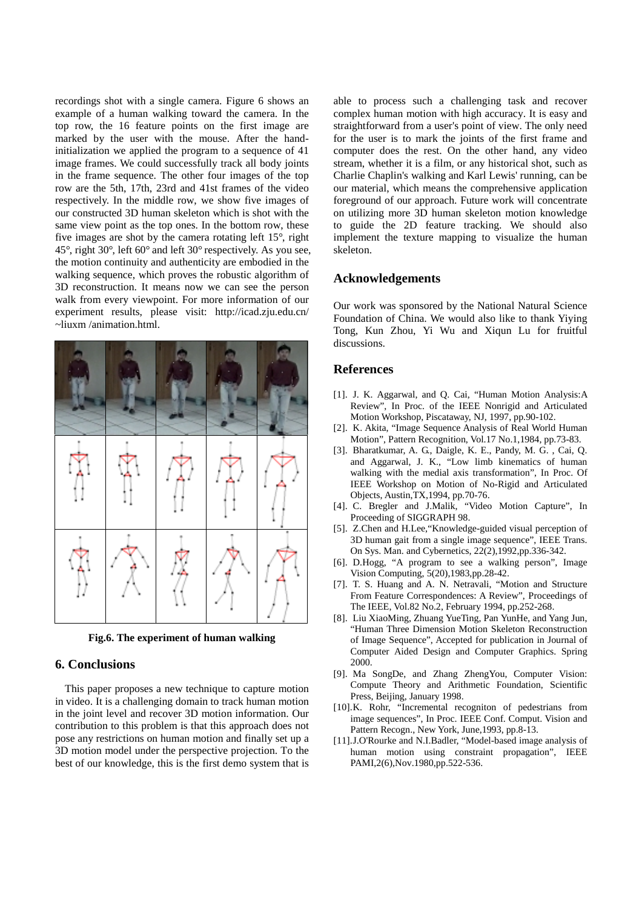recordings shot with a single camera. Figure 6 shows an example of a human walking toward the camera. In the top row, the 16 feature points on the first image are marked by the user with the mouse. After the hand-initialization we applied the program to a sequence of 41 image frames. We could successfully track all body joints in the frame sequence. The other four images of the top row are the 5th, 17th, 23rd and 41st frames of the video respectively. In the middle row, we show five images of our constructed 3D human skeleton which is shot with the same view point as the top ones. In the bottom row, these five images are shot by the camera rotating left 15°, right 45°, right 30°, left 60° and left 30° respectively. As you see, the motion continuity and authenticity are embodied in the walking sequence, which proves the robustic algorithm of 3D reconstruction. It means now we can see the person walk from every viewpoint. For more information of our experiment results, please visit: http://icad.zju.edu.cn/~liuxm /animation.html.

**Fig.6. The experiment of human walking**

## 6. Conclusions

This paper proposes a new technique to capture motion in video. It is a challenging domain to track human motion in the joint level and recover 3D motion information. Our contribution to this problem is that this approach does not pose any restrictions on human motion and finally set up a 3D motion model under the perspective projection. To the best of our knowledge, this is the first demo system that is able to process such a challenging task and recover complex human motion with high accuracy. It is easy and straightforward from a user's point of view. The only need for the user is to mark the joints of the first frame and computer does the rest. On the other hand, any video stream, whether it is a film, or any historical shot, such as Charlie Chaplin's walking and Karl Lewis' running, can be our material, which means the comprehensive application foreground of our approach. Future work will concentrate on utilizing more 3D human skeleton motion knowledge to guide the 2D feature tracking. We should also implement the texture mapping to visualize the human skeleton.

## Acknowledgements

Our work was sponsored by the National Natural Science Foundation of China. We would also like to thank Yiying Tong, Kun Zhou, Yi Wu and Xiqun Lu for fruitful discussions.

## References

[1]. J. K. Aggarwal, and Q. Cai, "Human Motion Analysis:A Review", In Proc. of the IEEE Nonrigid and Articulated Motion Workshop, Piscataway, NJ, 1997, pp.90-102.

[2]. K. Akita, "Image Sequence Analysis of Real World Human Motion", Pattern Recognition, Vol.17 No.1,1984, pp.73-83.

[3]. Bharatkumar, A. G., Daigle, K. E., Pandy, M. G. , Cai, Q. and Aggarwal, J. K., "Low limb kinematics of human walking with the medial axis transformation", In Proc. Of IEEE Workshop on Motion of No-Rigid and Articulated Objects, Austin,TX,1994, pp.70-76.

[4]. C. Bregler and J.Malik, "Video Motion Capture", In Proceeding of SIGGRAPH 98.

[5]. Z.Chen and H.Lee,"Knowledge-guided visual perception of 3D human gait from a single image sequence", IEEE Trans. On Sys. Man. and Cybernetics, 22(2),1992,pp.336-342.

[6]. D.Hogg, "A program to see a walking person", Image Vision Computing, 5(20),1983,pp.28-42.

[7]. T. S. Huang and A. N. Netravali, "Motion and Structure From Feature Correspondences: A Review", Proceedings of The IEEE, Vol.82 No.2, February 1994, pp.252-268.

[8]. Liu XiaoMing, Zhuang YueTing, Pan YunHe, and Yang Jun, "Human Three Dimension Motion Skeleton Reconstruction of Image Sequence", Accepted for publication in Journal of Computer Aided Design and Computer Graphics. Spring 2000.

[9]. Ma SongDe, and Zhang ZhengYou, Computer Vision: Compute Theory and Arithmetic Foundation, Scientific Press, Beijing, January 1998.

[10].K. Rohr, "Incremental recogniton of pedestrians from image sequences", In Proc. IEEE Conf. Comput. Vision and Pattern Recogn., New York, June,1993, pp.8-13.

[11].J.O'Rourke and N.I.Badler, "Model-based image analysis of human motion using constraint propagation", IEEE PAMI,2(6),Nov.1980,pp.522-536.